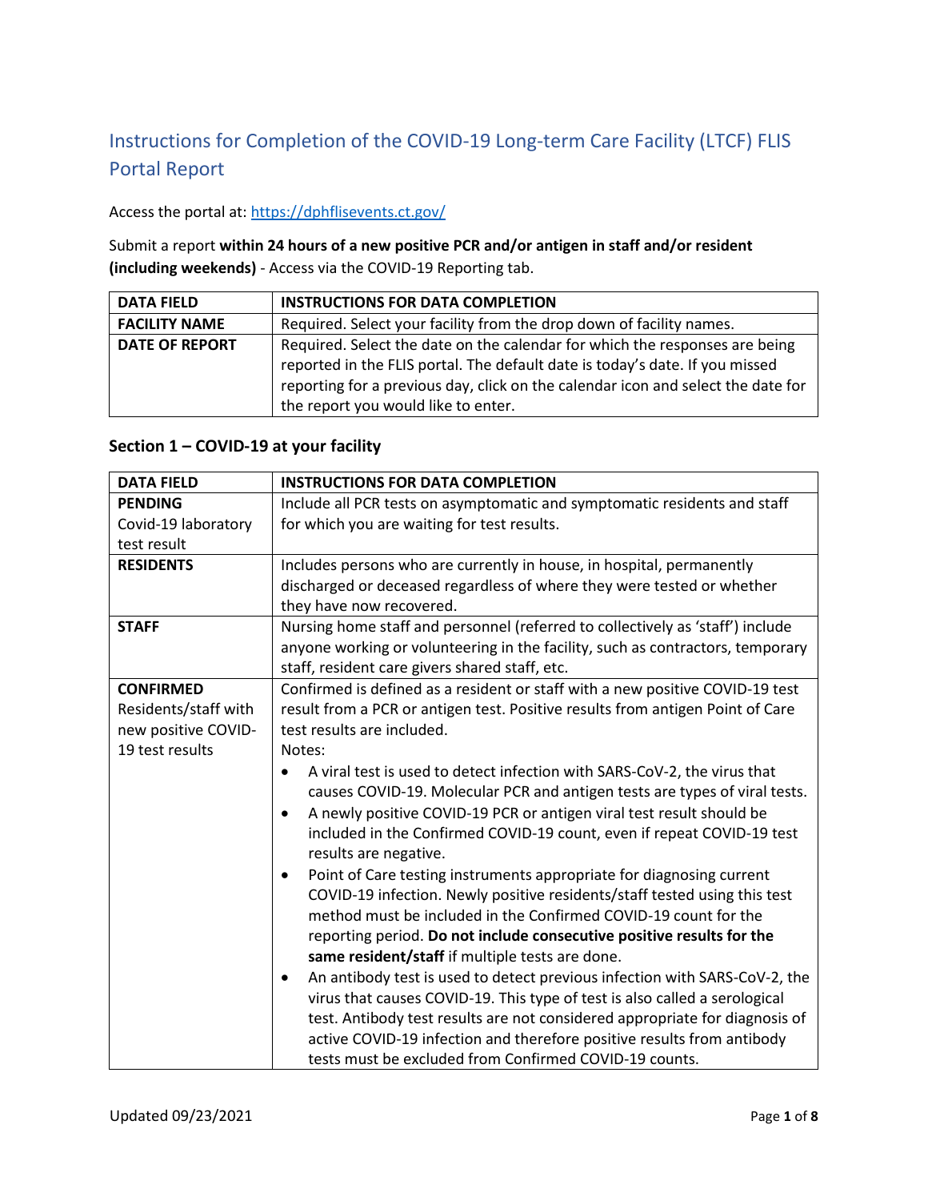# Instructions for Completion of the COVID-19 Long-term Care Facility (LTCF) FLIS Portal Report

Access the portal at: https://dphflisevents.ct.gov/

Submit a report **within 24 hours of a new positive PCR and/or antigen in staff and/or resident (including weekends)** - Access via the COVID-19 Reporting tab.

| DATA FIELD | INSTRUCTIONS FOR DATA COMPLETION |
|---|---|
| **FACILITY NAME** | Required. Select your facility from the drop down of facility names. |
| **DATE OF REPORT** | Required. Select the date on the calendar for which the responses are being reported in the FLIS portal. The default date is today's date. If you missed reporting for a previous day, click on the calendar icon and select the date for the report you would like to enter. |

### Section 1 – COVID-19 at your facility

| DATA FIELD | INSTRUCTIONS FOR DATA COMPLETION |
|---|---|
| **PENDING** Covid-19 laboratory test result | Include all PCR tests on asymptomatic and symptomatic residents and staff for which you are waiting for test results. |
| **RESIDENTS** | Includes persons who are currently in house, in hospital, permanently discharged or deceased regardless of where they were tested or whether they have now recovered. |
| **STAFF** | Nursing home staff and personnel (referred to collectively as 'staff') include anyone working or volunteering in the facility, such as contractors, temporary staff, resident care givers shared staff, etc. |
| **CONFIRMED** Residents/staff with new positive COVID-19 test results | Confirmed is defined as a resident or staff with a new positive COVID-19 test result from a PCR or antigen test. Positive results from antigen Point of Care test results are included.<br>Notes:<br>• A viral test is used to detect infection with SARS-CoV-2, the virus that causes COVID-19. Molecular PCR and antigen tests are types of viral tests.<br>• A newly positive COVID-19 PCR or antigen viral test result should be included in the Confirmed COVID-19 count, even if repeat COVID-19 test results are negative.<br>• Point of Care testing instruments appropriate for diagnosing current COVID-19 infection. Newly positive residents/staff tested using this test method must be included in the Confirmed COVID-19 count for the reporting period. **Do not include consecutive positive results for the same resident/staff** if multiple tests are done.<br>• An antibody test is used to detect previous infection with SARS-CoV-2, the virus that causes COVID-19. This type of test is also called a serological test. Antibody test results are not considered appropriate for diagnosis of active COVID-19 infection and therefore positive results from antibody tests must be excluded from Confirmed COVID-19 counts. |

Updated 09/23/2021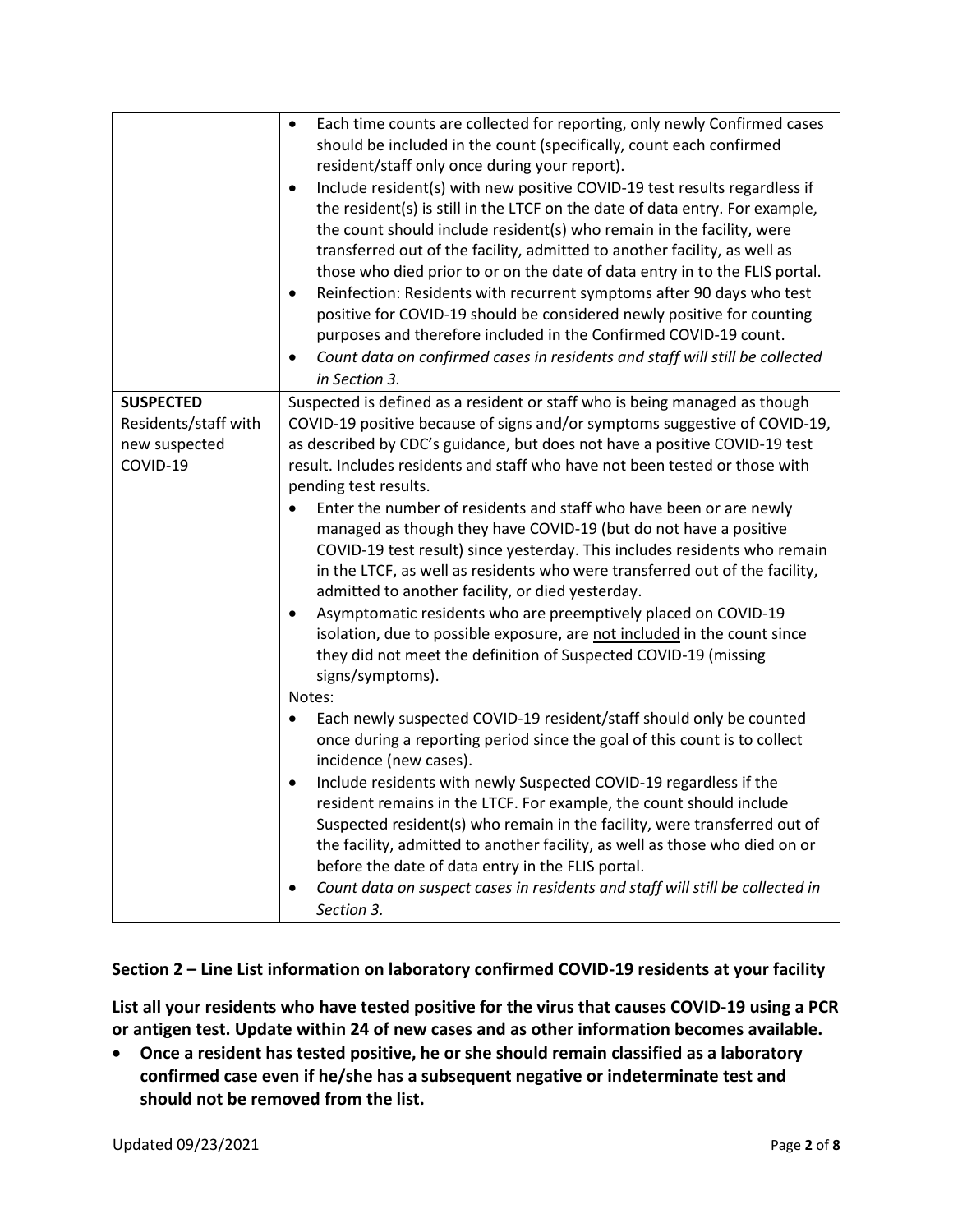| | |
|---|---|
| | • Each time counts are collected for reporting, only newly Confirmed cases should be included in the count (specifically, count each confirmed resident/staff only once during your report).<br>• Include resident(s) with new positive COVID-19 test results regardless if the resident(s) is still in the LTCF on the date of data entry. For example, the count should include resident(s) who remain in the facility, were transferred out of the facility, admitted to another facility, as well as those who died prior to or on the date of data entry in to the FLIS portal.<br>• Reinfection: Residents with recurrent symptoms after 90 days who test positive for COVID-19 should be considered newly positive for counting purposes and therefore included in the Confirmed COVID-19 count.<br>• *Count data on confirmed cases in residents and staff will still be collected in Section 3.* |
| **SUSPECTED** Residents/staff with new suspected COVID-19 | Suspected is defined as a resident or staff who is being managed as though COVID-19 positive because of signs and/or symptoms suggestive of COVID-19, as described by CDC's guidance, but does not have a positive COVID-19 test result. Includes residents and staff who have not been tested or those with pending test results.<br>• Enter the number of residents and staff who have been or are newly managed as though they have COVID-19 (but do not have a positive COVID-19 test result) since yesterday. This includes residents who remain in the LTCF, as well as residents who were transferred out of the facility, admitted to another facility, or died yesterday.<br>• Asymptomatic residents who are preemptively placed on COVID-19 isolation, due to possible exposure, are <u>not included</u> in the count since they did not meet the definition of Suspected COVID-19 (missing signs/symptoms).<br>Notes:<br>• Each newly suspected COVID-19 resident/staff should only be counted once during a reporting period since the goal of this count is to collect incidence (new cases).<br>• Include residents with newly Suspected COVID-19 regardless if the resident remains in the LTCF. For example, the count should include Suspected resident(s) who remain in the facility, were transferred out of the facility, admitted to another facility, as well as those who died on or before the date of data entry in the FLIS portal.<br>• *Count data on suspect cases in residents and staff will still be collected in Section 3.* |

## Section 2 – Line List information on laboratory confirmed COVID-19 residents at your facility

**List all your residents who have tested positive for the virus that causes COVID-19 using a PCR or antigen test. Update within 24 of new cases and as other information becomes available.**

- **Once a resident has tested positive, he or she should remain classified as a laboratory confirmed case even if he/she has a subsequent negative or indeterminate test and should not be removed from the list.**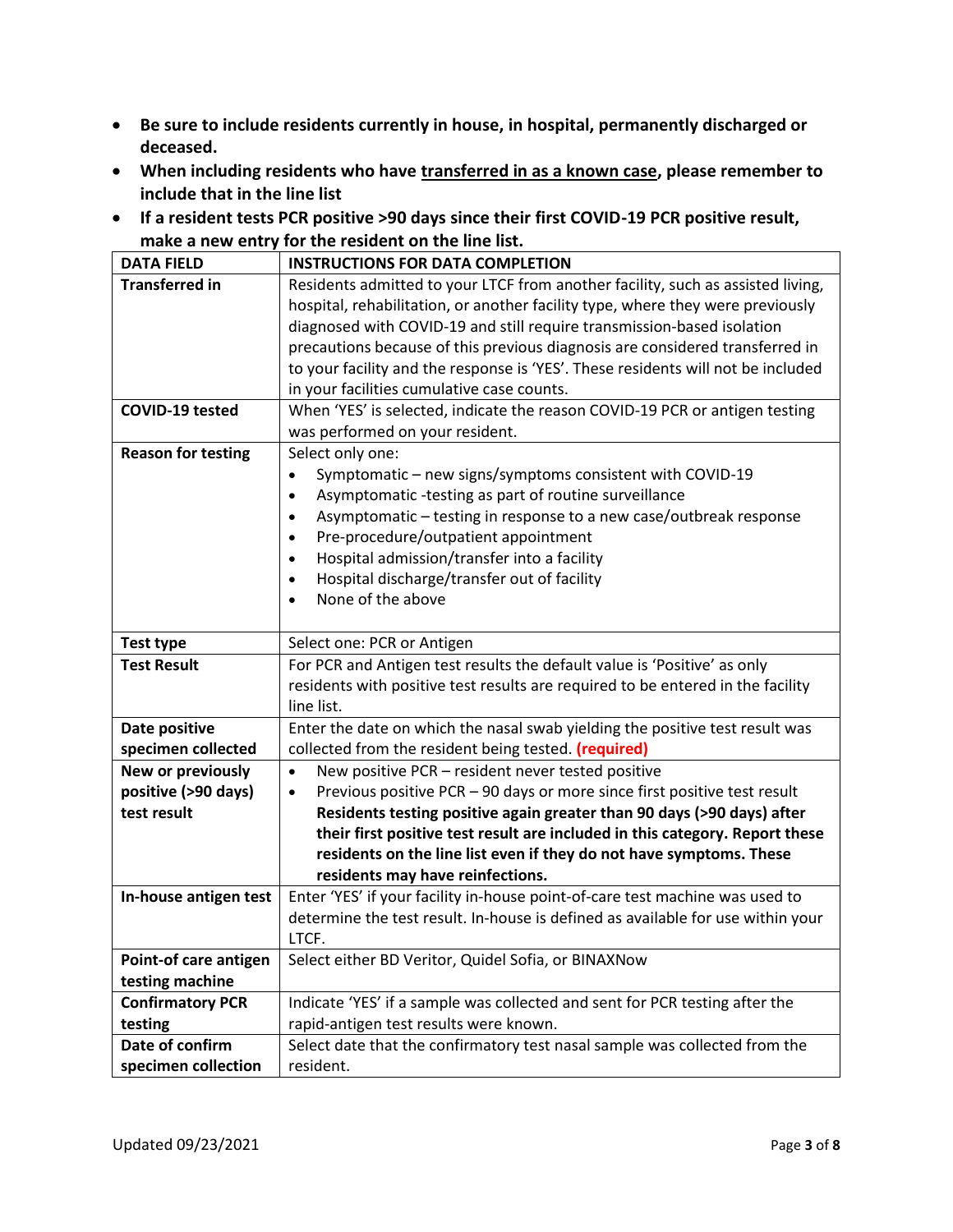- **Be sure to include residents currently in house, in hospital, permanently discharged or deceased.**
- **When including residents who have <u>transferred in as a known case</u>, please remember to include that in the line list**
- **If a resident tests PCR positive >90 days since their first COVID-19 PCR positive result, make a new entry for the resident on the line list.**

| **DATA FIELD** | **INSTRUCTIONS FOR DATA COMPLETION** |
|---|---|
| **Transferred in** | Residents admitted to your LTCF from another facility, such as assisted living, hospital, rehabilitation, or another facility type, where they were previously diagnosed with COVID-19 and still require transmission-based isolation precautions because of this previous diagnosis are considered transferred in to your facility and the response is 'YES'. These residents will not be included in your facilities cumulative case counts. |
| **COVID-19 tested** | When 'YES' is selected, indicate the reason COVID-19 PCR or antigen testing was performed on your resident. |
| **Reason for testing** | Select only one:<br>• Symptomatic – new signs/symptoms consistent with COVID-19<br>• Asymptomatic -testing as part of routine surveillance<br>• Asymptomatic – testing in response to a new case/outbreak response<br>• Pre-procedure/outpatient appointment<br>• Hospital admission/transfer into a facility<br>• Hospital discharge/transfer out of facility<br>• None of the above |
| **Test type** | Select one: PCR or Antigen |
| **Test Result** | For PCR and Antigen test results the default value is 'Positive' as only residents with positive test results are required to be entered in the facility line list. |
| **Date positive specimen collected** | Enter the date on which the nasal swab yielding the positive test result was collected from the resident being tested. **(required)** |
| **New or previously positive (>90 days) test result** | • New positive PCR – resident never tested positive<br>• Previous positive PCR – 90 days or more since first positive test result **Residents testing positive again greater than 90 days (>90 days) after their first positive test result are included in this category. Report these residents on the line list even if they do not have symptoms. These residents may have reinfections.** |
| **In-house antigen test** | Enter 'YES' if your facility in-house point-of-care test machine was used to determine the test result. In-house is defined as available for use within your LTCF. |
| **Point-of care antigen testing machine** | Select either BD Veritor, Quidel Sofia, or BINAXNow |
| **Confirmatory PCR testing** | Indicate 'YES' if a sample was collected and sent for PCR testing after the rapid-antigen test results were known. |
| **Date of confirm specimen collection** | Select date that the confirmatory test nasal sample was collected from the resident. |

Updated 09/23/2021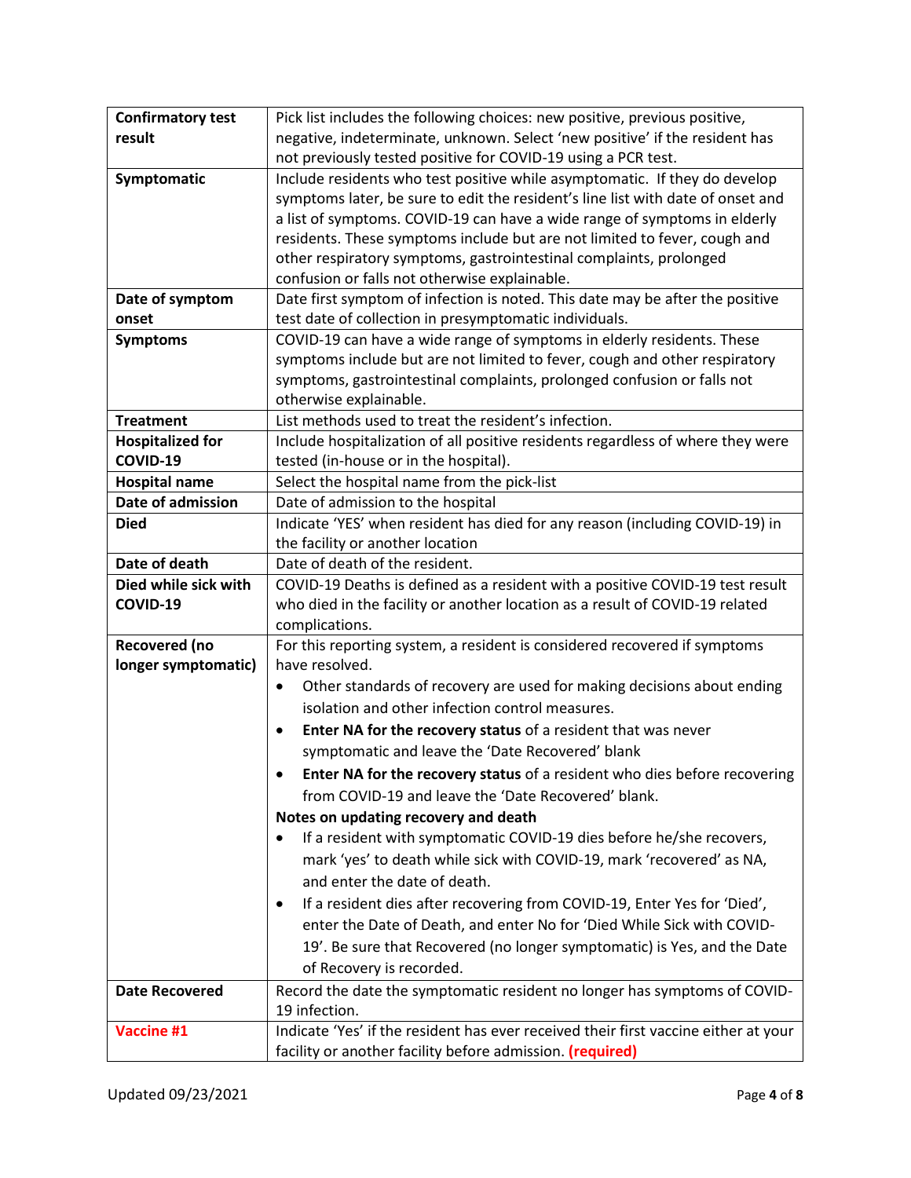| | |
|---|---|
| **Confirmatory test result** | Pick list includes the following choices: new positive, previous positive, negative, indeterminate, unknown. Select 'new positive' if the resident has not previously tested positive for COVID-19 using a PCR test. |
| **Symptomatic** | Include residents who test positive while asymptomatic. If they do develop symptoms later, be sure to edit the resident's line list with date of onset and a list of symptoms. COVID-19 can have a wide range of symptoms in elderly residents. These symptoms include but are not limited to fever, cough and other respiratory symptoms, gastrointestinal complaints, prolonged confusion or falls not otherwise explainable. |
| **Date of symptom onset** | Date first symptom of infection is noted. This date may be after the positive test date of collection in presymptomatic individuals. |
| **Symptoms** | COVID-19 can have a wide range of symptoms in elderly residents. These symptoms include but are not limited to fever, cough and other respiratory symptoms, gastrointestinal complaints, prolonged confusion or falls not otherwise explainable. |
| **Treatment** | List methods used to treat the resident's infection. |
| **Hospitalized for COVID-19** | Include hospitalization of all positive residents regardless of where they were tested (in-house or in the hospital). |
| **Hospital name** | Select the hospital name from the pick-list |
| **Date of admission** | Date of admission to the hospital |
| **Died** | Indicate 'YES' when resident has died for any reason (including COVID-19) in the facility or another location |
| **Date of death** | Date of death of the resident. |
| **Died while sick with COVID-19** | COVID-19 Deaths is defined as a resident with a positive COVID-19 test result who died in the facility or another location as a result of COVID-19 related complications. |
| **Recovered (no longer symptomatic)** | For this reporting system, a resident is considered recovered if symptoms have resolved.<br>• Other standards of recovery are used for making decisions about ending isolation and other infection control measures.<br>• **Enter NA for the recovery status** of a resident that was never symptomatic and leave the 'Date Recovered' blank<br>• **Enter NA for the recovery status** of a resident who dies before recovering from COVID-19 and leave the 'Date Recovered' blank.<br>**Notes on updating recovery and death**<br>• If a resident with symptomatic COVID-19 dies before he/she recovers, mark 'yes' to death while sick with COVID-19, mark 'recovered' as NA, and enter the date of death.<br>• If a resident dies after recovering from COVID-19, Enter Yes for 'Died', enter the Date of Death, and enter No for 'Died While Sick with COVID-19'. Be sure that Recovered (no longer symptomatic) is Yes, and the Date of Recovery is recorded. |
| **Date Recovered** | Record the date the symptomatic resident no longer has symptoms of COVID-19 infection. |
| **Vaccine #1** | Indicate 'Yes' if the resident has ever received their first vaccine either at your facility or another facility before admission. **(required)** |

Updated 09/23/2021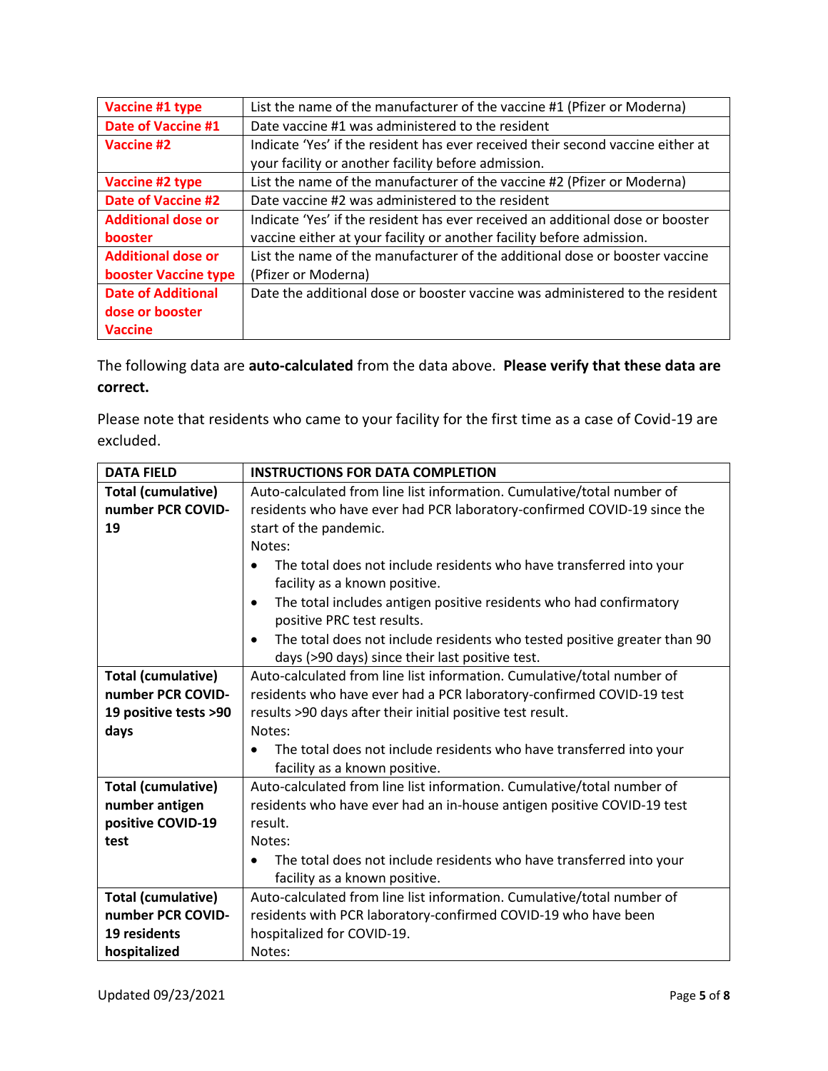| | |
|---|---|
| **Vaccine #1 type** | List the name of the manufacturer of the vaccine #1 (Pfizer or Moderna) |
| **Date of Vaccine #1** | Date vaccine #1 was administered to the resident |
| **Vaccine #2** | Indicate 'Yes' if the resident has ever received their second vaccine either at your facility or another facility before admission. |
| **Vaccine #2 type** | List the name of the manufacturer of the vaccine #2 (Pfizer or Moderna) |
| **Date of Vaccine #2** | Date vaccine #2 was administered to the resident |
| **Additional dose or booster** | Indicate 'Yes' if the resident has ever received an additional dose or booster vaccine either at your facility or another facility before admission. |
| **Additional dose or booster Vaccine type** | List the name of the manufacturer of the additional dose or booster vaccine (Pfizer or Moderna) |
| **Date of Additional dose or booster Vaccine** | Date the additional dose or booster vaccine was administered to the resident |

The following data are **auto-calculated** from the data above. **Please verify that these data are correct.**

Please note that residents who came to your facility for the first time as a case of Covid-19 are excluded.

| DATA FIELD | INSTRUCTIONS FOR DATA COMPLETION |
|---|---|
| **Total (cumulative) number PCR COVID-19** | Auto-calculated from line list information. Cumulative/total number of residents who have ever had PCR laboratory-confirmed COVID-19 since the start of the pandemic.<br>Notes:<br>• The total does not include residents who have transferred into your facility as a known positive.<br>• The total includes antigen positive residents who had confirmatory positive PRC test results.<br>• The total does not include residents who tested positive greater than 90 days (>90 days) since their last positive test. |
| **Total (cumulative) number PCR COVID-19 positive tests >90 days** | Auto-calculated from line list information. Cumulative/total number of residents who have ever had a PCR laboratory-confirmed COVID-19 test results >90 days after their initial positive test result.<br>Notes:<br>• The total does not include residents who have transferred into your facility as a known positive. |
| **Total (cumulative) number antigen positive COVID-19 test** | Auto-calculated from line list information. Cumulative/total number of residents who have ever had an in-house antigen positive COVID-19 test result.<br>Notes:<br>• The total does not include residents who have transferred into your facility as a known positive. |
| **Total (cumulative) number PCR COVID-19 residents hospitalized** | Auto-calculated from line list information. Cumulative/total number of residents with PCR laboratory-confirmed COVID-19 who have been hospitalized for COVID-19.<br>Notes: |

Updated 09/23/2021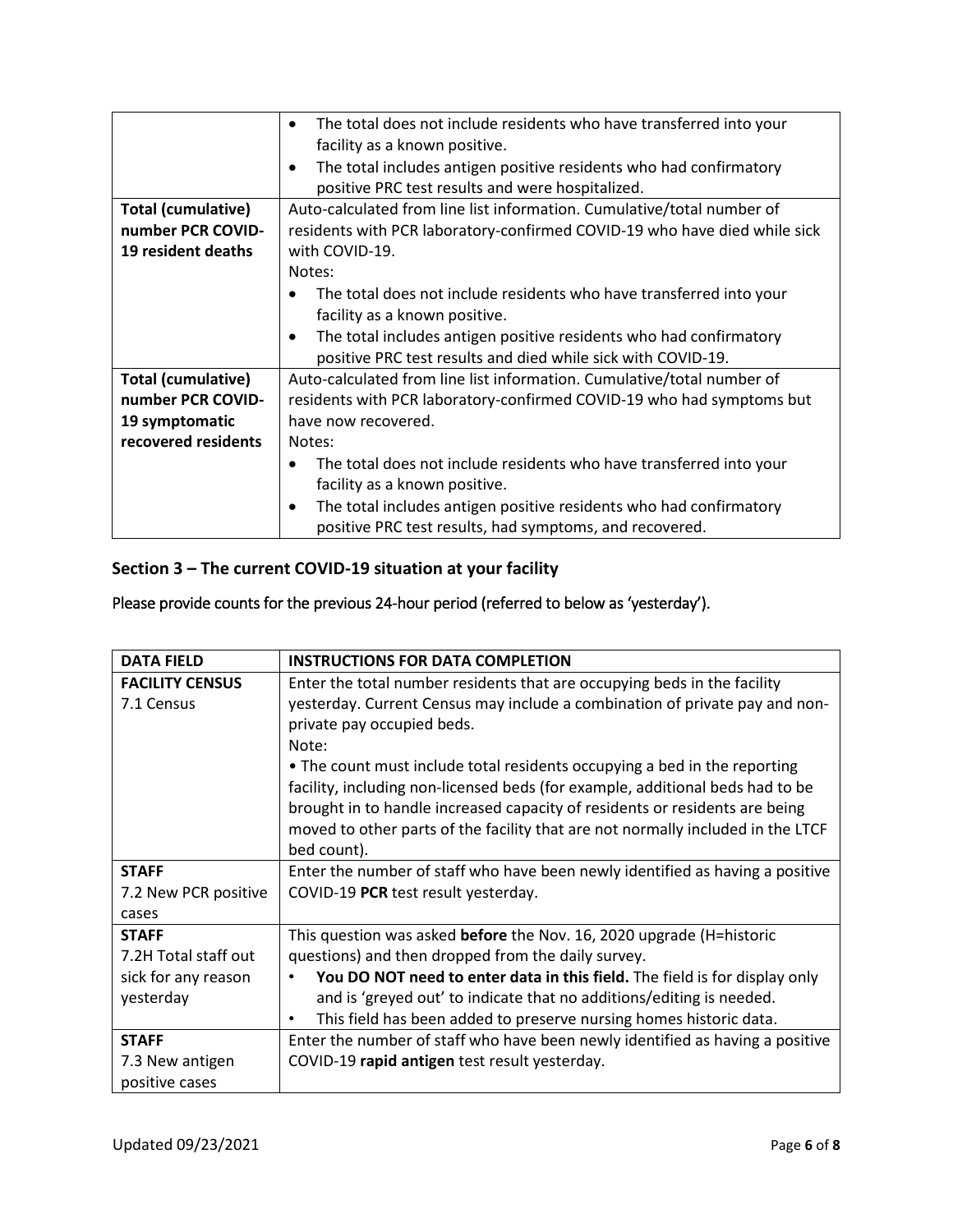| | |
|---|---|
| | • The total does not include residents who have transferred into your facility as a known positive.<br>• The total includes antigen positive residents who had confirmatory positive PRC test results and were hospitalized. |
| **Total (cumulative) number PCR COVID-19 resident deaths** | Auto-calculated from line list information. Cumulative/total number of residents with PCR laboratory-confirmed COVID-19 who have died while sick with COVID-19.<br>Notes:<br>• The total does not include residents who have transferred into your facility as a known positive.<br>• The total includes antigen positive residents who had confirmatory positive PRC test results and died while sick with COVID-19. |
| **Total (cumulative) number PCR COVID-19 symptomatic recovered residents** | Auto-calculated from line list information. Cumulative/total number of residents with PCR laboratory-confirmed COVID-19 who had symptoms but have now recovered.<br>Notes:<br>• The total does not include residents who have transferred into your facility as a known positive.<br>• The total includes antigen positive residents who had confirmatory positive PRC test results, had symptoms, and recovered. |

## Section 3 – The current COVID-19 situation at your facility

Please provide counts for the previous 24-hour period (referred to below as 'yesterday').

| DATA FIELD | INSTRUCTIONS FOR DATA COMPLETION |
|---|---|
| **FACILITY CENSUS**<br>7.1 Census | Enter the total number residents that are occupying beds in the facility yesterday. Current Census may include a combination of private pay and non-private pay occupied beds.<br>Note:<br>• The count must include total residents occupying a bed in the reporting facility, including non-licensed beds (for example, additional beds had to be brought in to handle increased capacity of residents or residents are being moved to other parts of the facility that are not normally included in the LTCF bed count). |
| **STAFF**<br>7.2 New PCR positive cases | Enter the number of staff who have been newly identified as having a positive COVID-19 **PCR** test result yesterday. |
| **STAFF**<br>7.2H Total staff out sick for any reason yesterday | This question was asked **before** the Nov. 16, 2020 upgrade (H=historic questions) and then dropped from the daily survey.<br>• **You DO NOT need to enter data in this field.** The field is for display only and is 'greyed out' to indicate that no additions/editing is needed.<br>• This field has been added to preserve nursing homes historic data. |
| **STAFF**<br>7.3 New antigen positive cases | Enter the number of staff who have been newly identified as having a positive COVID-19 **rapid antigen** test result yesterday. |

Updated 09/23/2021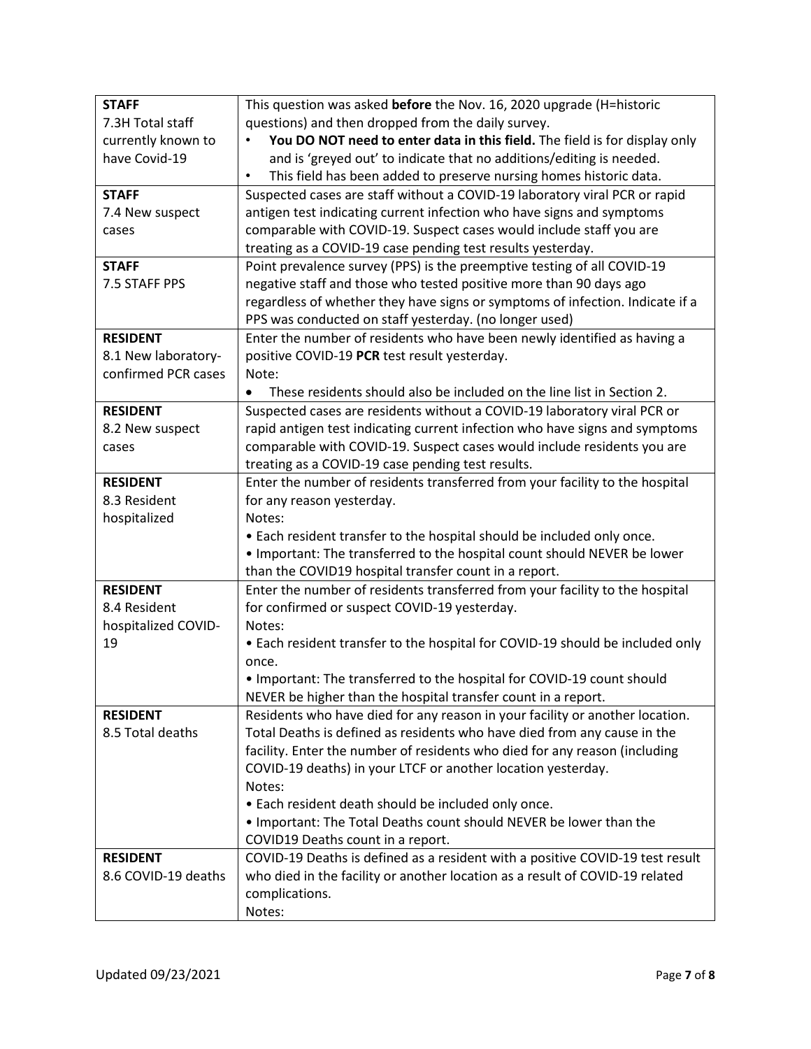| | |
|---|---|
| **STAFF**<br>7.3H Total staff currently known to have Covid-19 | This question was asked **before** the Nov. 16, 2020 upgrade (H=historic questions) and then dropped from the daily survey.<br>• **You DO NOT need to enter data in this field.** The field is for display only and is 'greyed out' to indicate that no additions/editing is needed.<br>• This field has been added to preserve nursing homes historic data. |
| **STAFF**<br>7.4 New suspect cases | Suspected cases are staff without a COVID-19 laboratory viral PCR or rapid antigen test indicating current infection who have signs and symptoms comparable with COVID-19. Suspect cases would include staff you are treating as a COVID-19 case pending test results yesterday. |
| **STAFF**<br>7.5 STAFF PPS | Point prevalence survey (PPS) is the preemptive testing of all COVID-19 negative staff and those who tested positive more than 90 days ago regardless of whether they have signs or symptoms of infection. Indicate if a PPS was conducted on staff yesterday. (no longer used) |
| **RESIDENT**<br>8.1 New laboratory-confirmed PCR cases | Enter the number of residents who have been newly identified as having a positive COVID-19 **PCR** test result yesterday.<br>Note:<br>• These residents should also be included on the line list in Section 2. |
| **RESIDENT**<br>8.2 New suspect cases | Suspected cases are residents without a COVID-19 laboratory viral PCR or rapid antigen test indicating current infection who have signs and symptoms comparable with COVID-19. Suspect cases would include residents you are treating as a COVID-19 case pending test results. |
| **RESIDENT**<br>8.3 Resident hospitalized | Enter the number of residents transferred from your facility to the hospital for any reason yesterday.<br>Notes:<br>• Each resident transfer to the hospital should be included only once.<br>• Important: The transferred to the hospital count should NEVER be lower than the COVID19 hospital transfer count in a report. |
| **RESIDENT**<br>8.4 Resident hospitalized COVID-19 | Enter the number of residents transferred from your facility to the hospital for confirmed or suspect COVID-19 yesterday.<br>Notes:<br>• Each resident transfer to the hospital for COVID-19 should be included only once.<br>• Important: The transferred to the hospital for COVID-19 count should NEVER be higher than the hospital transfer count in a report. |
| **RESIDENT**<br>8.5 Total deaths | Residents who have died for any reason in your facility or another location. Total Deaths is defined as residents who have died from any cause in the facility. Enter the number of residents who died for any reason (including COVID-19 deaths) in your LTCF or another location yesterday.<br>Notes:<br>• Each resident death should be included only once.<br>• Important: The Total Deaths count should NEVER be lower than the COVID19 Deaths count in a report. |
| **RESIDENT**<br>8.6 COVID-19 deaths | COVID-19 Deaths is defined as a resident with a positive COVID-19 test result who died in the facility or another location as a result of COVID-19 related complications.<br>Notes: |

Updated 09/23/2021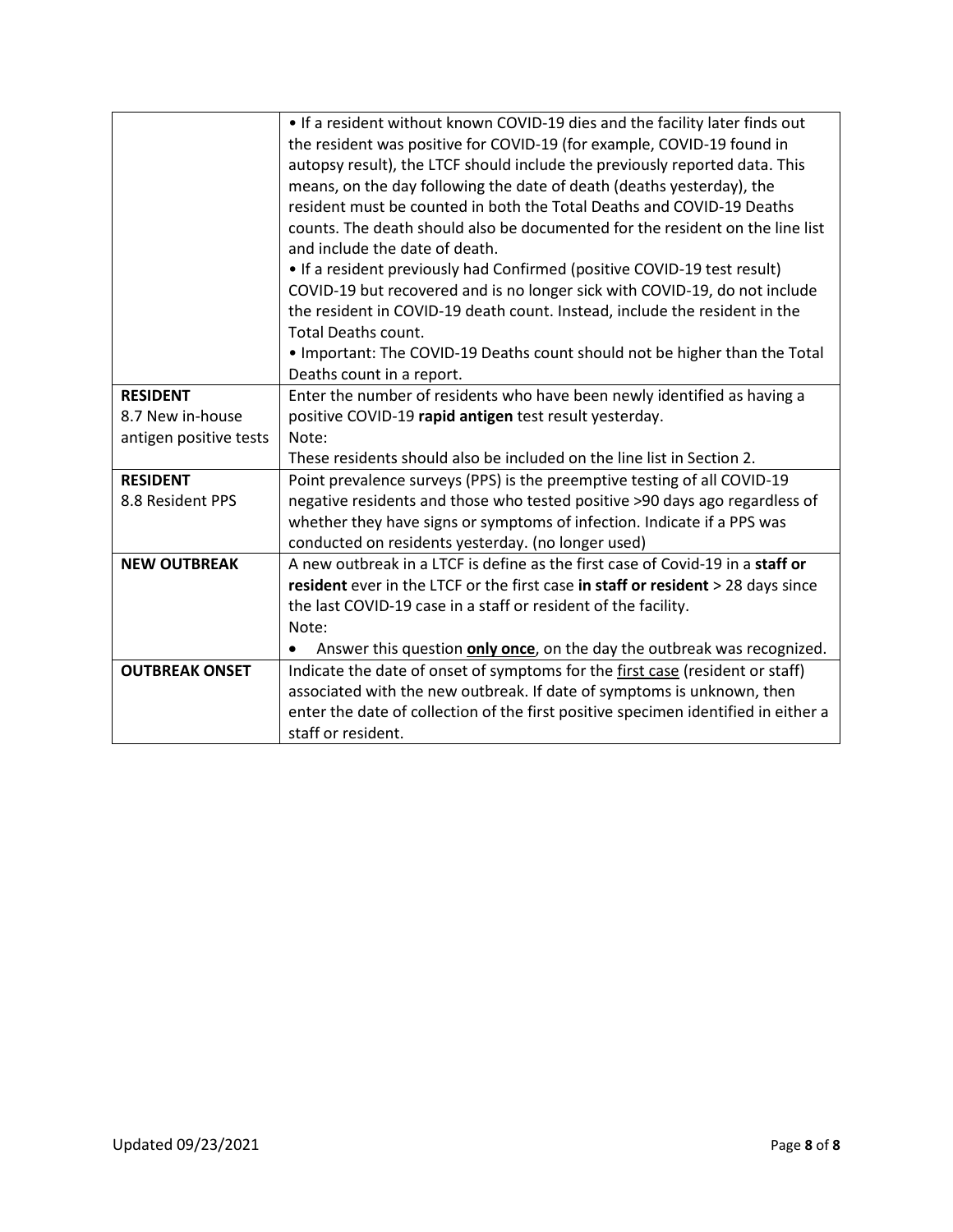| | |
|---|---|
| | • If a resident without known COVID-19 dies and the facility later finds out the resident was positive for COVID-19 (for example, COVID-19 found in autopsy result), the LTCF should include the previously reported data. This means, on the day following the date of death (deaths yesterday), the resident must be counted in both the Total Deaths and COVID-19 Deaths counts. The death should also be documented for the resident on the line list and include the date of death.<br>• If a resident previously had Confirmed (positive COVID-19 test result) COVID-19 but recovered and is no longer sick with COVID-19, do not include the resident in COVID-19 death count. Instead, include the resident in the Total Deaths count.<br>• Important: The COVID-19 Deaths count should not be higher than the Total Deaths count in a report. |
| **RESIDENT**<br>8.7 New in-house antigen positive tests | Enter the number of residents who have been newly identified as having a positive COVID-19 **rapid antigen** test result yesterday.<br>Note:<br>These residents should also be included on the line list in Section 2. |
| **RESIDENT**<br>8.8 Resident PPS | Point prevalence surveys (PPS) is the preemptive testing of all COVID-19 negative residents and those who tested positive >90 days ago regardless of whether they have signs or symptoms of infection. Indicate if a PPS was conducted on residents yesterday. (no longer used) |
| **NEW OUTBREAK** | A new outbreak in a LTCF is define as the first case of Covid-19 in a **staff or resident** ever in the LTCF or the first case **in staff or resident** > 28 days since the last COVID-19 case in a staff or resident of the facility.<br>Note:<br>• Answer this question **only once**, on the day the outbreak was recognized. |
| **OUTBREAK ONSET** | Indicate the date of onset of symptoms for the first case (resident or staff) associated with the new outbreak. If date of symptoms is unknown, then enter the date of collection of the first positive specimen identified in either a staff or resident. |

Updated 09/23/2021